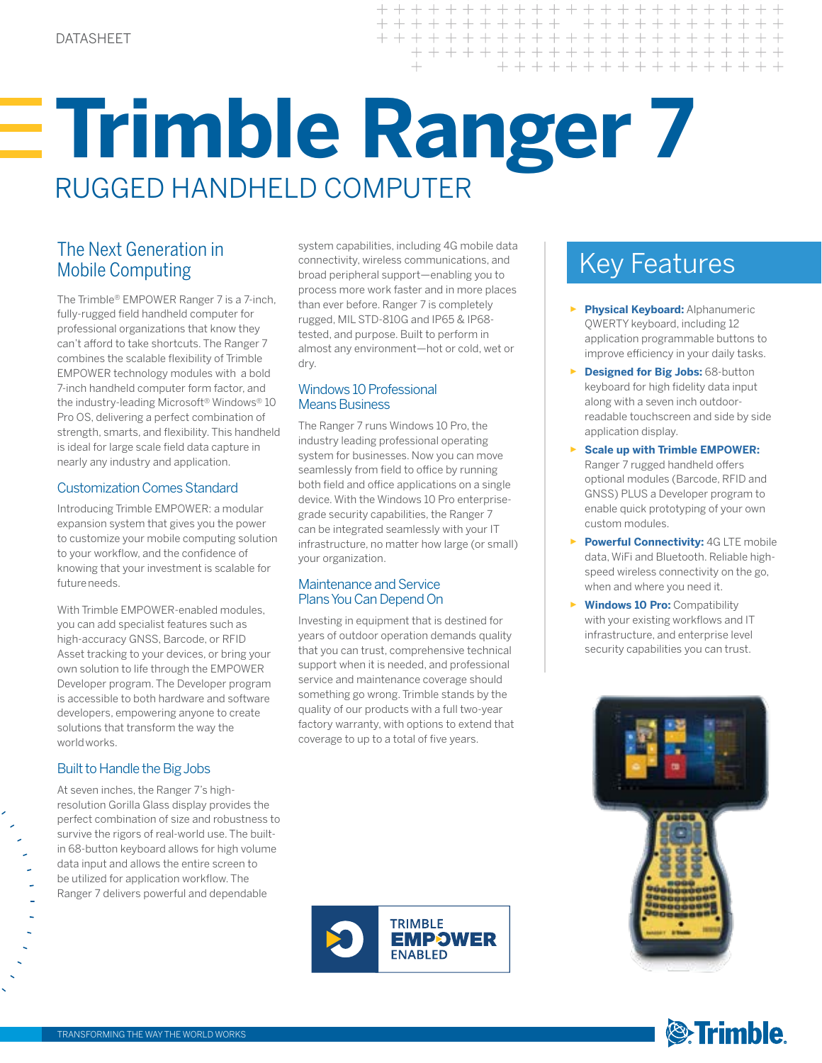DATASHEET

# Trimble Ranger 7

## RUGGED HANDHELD COMPUTER

### The Next Generation in Mobile Computing

The Trimble® EMPOWER Ranger 7 is a 7-inch, fully-rugged field handheld computer for professional organizations that know they can't afford to take shortcuts. The Ranger 7 combines the scalable flexibility of Trimble EMPOWER technology modules with a bold 7-inch handheld computer form factor, and the industry-leading Microsoft® Windows® 10 Pro OS, delivering a perfect combination of strength, smarts, and flexibility. This handheld is ideal for large scale field data capture in nearly any industry and application.

### Customization Comes Standard

Introducing Trimble EMPOWER: a modular expansion system that gives you the power to customize your mobile computing solution to your workflow, and the confidence of knowing that your investment is scalable for future needs.

With Trimble EMPOWER-enabled modules, you can add specialist features such as high-accuracy GNSS, Barcode, or RFID Asset tracking to your devices, or bring your own solution to life through the EMPOWER Developer program. The Developer program is accessible to both hardware and software developers, empowering anyone to create solutions that transform the way the world works.

### Built to Handle the Big Jobs

At seven inches, the Ranger 7's high-resolution Gorilla Glass display provides the perfect combination of size and robustness to survive the rigors of real-world use. The built-in 68-button keyboard allows for high volume data input and allows the entire screen to be utilized for application workflow. The Ranger 7 delivers powerful and dependable system capabilities, including 4G mobile data connectivity, wireless communications, and broad peripheral support—enabling you to process more work faster and in more places than ever before. Ranger 7 is completely rugged, MIL STD-810G and IP65 & IP68-tested, and purpose. Built to perform in almost any environment—hot or cold, wet or dry.

### Windows 10 Professional Means Business

The Ranger 7 runs Windows 10 Pro, the industry leading professional operating system for businesses. Now you can move seamlessly from field to office by running both field and office applications on a single device. With the Windows 10 Pro enterprise-grade security capabilities, the Ranger 7 can be integrated seamlessly with your IT infrastructure, no matter how large (or small) your organization.

### Maintenance and Service Plans You Can Depend On

Investing in equipment that is destined for years of outdoor operation demands quality that you can trust, comprehensive technical support when it is needed, and professional service and maintenance coverage should something go wrong. Trimble stands by the quality of our products with a full two-year factory warranty, with options to extend that coverage to up to a total of five years.

TRIMBLE EMPOWER ENABLED

## Key Features

- **Physical Keyboard:** Alphanumeric QWERTY keyboard, including 12 application programmable buttons to improve efficiency in your daily tasks.
- **Designed for Big Jobs:** 68-button keyboard for high fidelity data input along with a seven inch outdoor-readable touchscreen and side by side application display.
- **Scale up with Trimble EMPOWER:** Ranger 7 rugged handheld offers optional modules (Barcode, RFID and GNSS) PLUS a Developer program to enable quick prototyping of your own custom modules.
- **Powerful Connectivity:** 4G LTE mobile data, WiFi and Bluetooth. Reliable high-speed wireless connectivity on the go, when and where you need it.
- **Windows 10 Pro:** Compatibility with your existing workflows and IT infrastructure, and enterprise level security capabilities you can trust.

TRANSFORMING THE WAY THE WORLD WORKS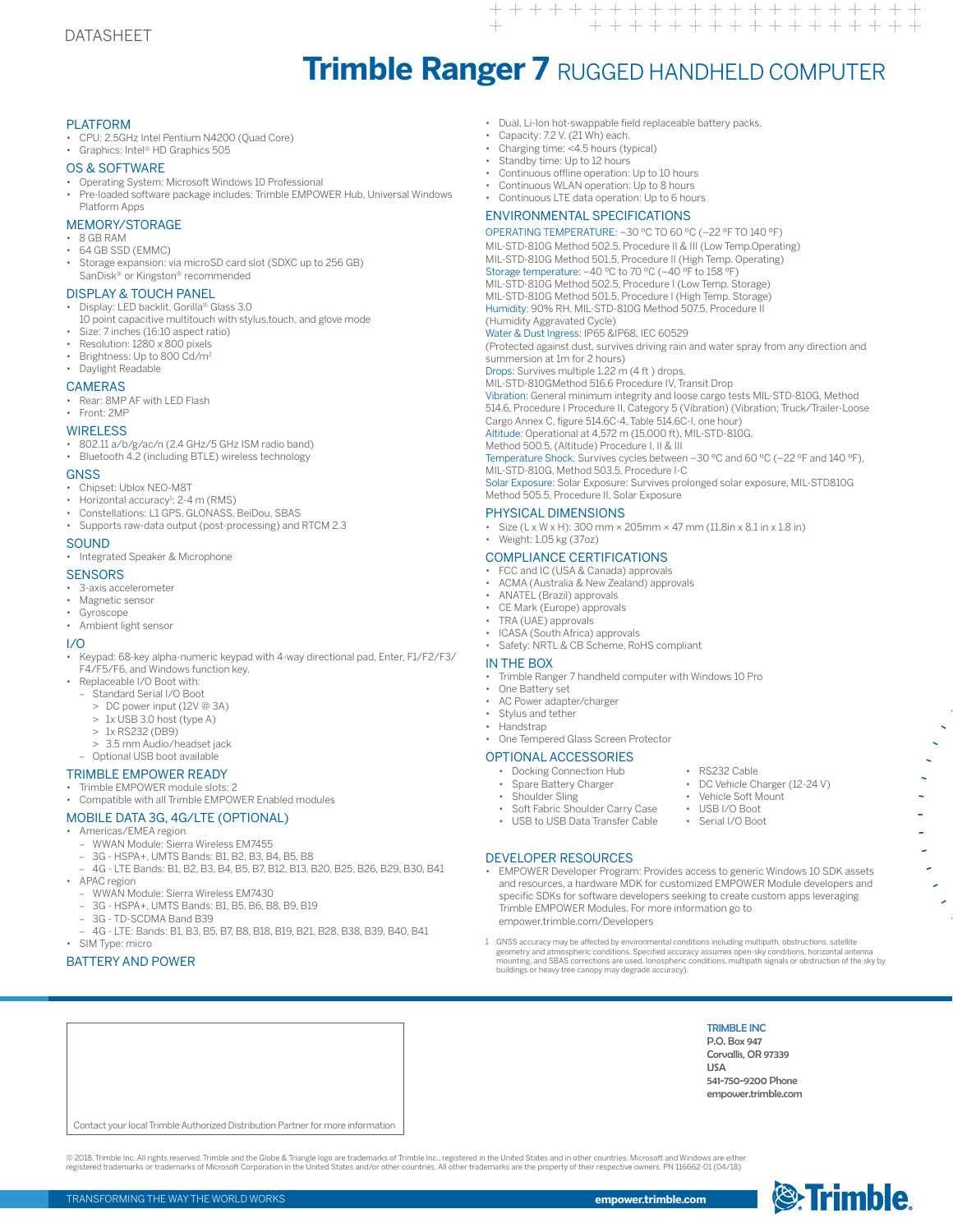DATASHEET

# Trimble Ranger 7 RUGGED HANDHELD COMPUTER

## PLATFORM

- CPU: 2.5GHz Intel Pentium N4200 (Quad Core)
- Graphics: Intel® HD Graphics 505

## OS & SOFTWARE

- Operating System: Microsoft Windows 10 Professional
- Pre-loaded software package includes: Trimble EMPOWER Hub, Universal Windows Platform Apps

## MEMORY/STORAGE

- 8 GB RAM
- 64 GB SSD (EMMC)
- Storage expansion: via microSD card slot (SDXC up to 256 GB) SanDisk® or Kingston® recommended

## DISPLAY & TOUCH PANEL

- Display: LED backlit, Gorilla® Glass 3.0
  10 point capacitive multitouch with stylus,touch, and glove mode
- Size: 7 inches (16:10 aspect ratio)
- Resolution: 1280 x 800 pixels
- Brightness: Up to 800 Cd/m²
- Daylight Readable

## CAMERAS

- Rear: 8MP AF with LED Flash
- Front: 2MP

## WIRELESS

- 802.11 a/b/g/ac/n (2.4 GHz/5 GHz ISM radio band)
- Bluetooth 4.2 (including BTLE) wireless technology

## GNSS

- Chipset: Ublox NEO-M8T
- Horizontal accuracy[1]: 2-4 m (RMS)
- Constellations: L1 GPS, GLONASS, BeiDou, SBAS
- Supports raw-data output (post-processing) and RTCM 2.3

## SOUND

- Integrated Speaker & Microphone

## SENSORS

- 3-axis accelerometer
- Magnetic sensor
- Gyroscope
- Ambient light sensor

## I/O

- Keypad: 68-key alpha-numeric keypad with 4-way directional pad, Enter, F1/F2/F3/F4/F5/F6, and Windows function key.
- Replaceable I/O Boot with:
  - Standard Serial I/O Boot
    - DC power input (12V @ 3A)
    - 1x USB 3.0 host (type A)
    - 1x RS232 (DB9)
    - 3.5 mm Audio/headset jack
  - Optional USB boot available

## TRIMBLE EMPOWER READY

- Trimble EMPOWER module slots: 2
- Compatible with all Trimble EMPOWER Enabled modules

## MOBILE DATA 3G, 4G/LTE (OPTIONAL)

- Americas/EMEA region
  - WWAN Module: Sierra Wireless EM7455
  - 3G - HSPA+, UMTS Bands: B1, B2, B3, B4, B5, B8
  - 4G - LTE Bands: B1, B2, B3, B4, B5, B7, B12, B13, B20, B25, B26, B29, B30, B41
- APAC region
  - WWAN Module: Sierra Wireless EM7430
  - 3G - HSPA+, UMTS Bands: B1, B5, B6, B8, B9, B19
  - 3G - TD-SCDMA Band B39
  - 4G - LTE: Bands: B1, B3, B5, B7, B8, B18, B19, B21, B28, B38, B39, B40, B41
- SIM Type: micro

## BATTERY AND POWER

- Dual, Li-Ion hot-swappable field replaceable battery packs.
- Capacity: 7.2 V. (21 Wh) each.
- Charging time: <4.5 hours (typical)
- Standby time: Up to 12 hours
- Continuous offline operation: Up to 10 hours
- Continuous WLAN operation: Up to 8 hours
- Continuous LTE data operation: Up to 6 hours

## ENVIRONMENTAL SPECIFICATIONS

OPERATING TEMPERATURE: –30 ºC TO 60 ºC (–22 ºF TO 140 ºF)
MIL-STD-810G Method 502.5, Procedure II & III (Low Temp.Operating)
MIL-STD-810G Method 501.5, Procedure II (High Temp. Operating)

Storage temperature: –40 ºC to 70 ºC (–40 ºF to 158 ºF)
MIL-STD-810G Method 502.5, Procedure I (Low Temp. Storage)
MIL-STD-810G Method 501.5, Procedure I (High Temp. Storage)

Humidity: 90% RH, MIL-STD-810G Method 507.5, Procedure II (Humidity Aggravated Cycle)

Water & Dust Ingress: IP65 &IP68, IEC 60529
(Protected against dust, survives driving rain and water spray from any direction and summersion at 1m for 2 hours)

Drops: Survives multiple 1.22 m (4 ft ) drops,
MIL-STD-810GMethod 516.6 Procedure IV, Transit Drop

Vibration: General minimum integrity and loose cargo tests MIL-STD-810G, Method 514.6, Procedure I Procedure II, Category 5 (Vibration) (Vibration; Truck/Trailer-Loose Cargo Annex C, figure 514.6C-4, Table 514.6C-I, one hour)

Altitude: Operational at 4,572 m (15,000 ft), MIL-STD-810G, Method 500.5, (Altitude) Procedure I, II & III

Temperature Shock: Survives cycles between –30 ºC and 60 ºC (–22 ºF and 140 ºF), MIL-STD-810G, Method 503.5, Procedure I-C

Solar Exposure: Solar Exposure: Survives prolonged solar exposure, MIL-STD810G Method 505.5, Procedure II, Solar Exposure

## PHYSICAL DIMENSIONS

- Size (L x W x H): 300 mm × 205mm × 47 mm (11.8in x 8.1 in x 1.8 in)
- Weight: 1.05 kg (37oz)

## COMPLIANCE CERTIFICATIONS

- FCC and IC (USA & Canada) approvals
- ACMA (Australia & New Zealand) approvals
- ANATEL (Brazil) approvals
- CE Mark (Europe) approvals
- TRA (UAE) approvals
- ICASA (South Africa) approvals
- Safety: NRTL & CB Scheme, RoHS compliant

## IN THE BOX

- Trimble Ranger 7 handheld computer with Windows 10 Pro
- One Battery set
- AC Power adapter/charger
- Stylus and tether
- Handstrap
- One Tempered Glass Screen Protector

## OPTIONAL ACCESSORIES

- Docking Connection Hub
- Spare Battery Charger
- Shoulder Sling
- Soft Fabric Shoulder Carry Case
- USB to USB Data Transfer Cable
- RS232 Cable
- DC Vehicle Charger (12-24 V)
- Vehicle Soft Mount
- USB I/O Boot
- Serial I/O Boot

## DEVELOPER RESOURCES

- EMPOWER Developer Program: Provides access to generic Windows 10 SDK assets and resources, a hardware MDK for customized EMPOWER Module developers and specific SDKs for software developers seeking to create custom apps leveraging Trimble EMPOWER Modules. For more information go to empower.trimble.com/Developers

1 GNSS accuracy may be affected by environmental conditions including multipath, obstructions, satellite geometry and atmospheric conditions. Specified accuracy assumes open-sky conditions, horizontal antenna mounting, and SBAS corrections are used. Ionospheric conditions, multipath signals or obstruction of the sky by buildings or heavy tree canopy may degrade accuracy).

Contact your local Trimble Authorized Distribution Partner for more information

**TRIMBLE INC**
**P.O. Box 947**
**Corvallis, OR 97339**
**USA**
**541-750-9200 Phone**
**empower.trimble.com**

© 2018, Trimble Inc. All rights reserved. Trimble and the Globe & Triangle logo are trademarks of Trimble Inc., registered in the United States and in other countries. Microsoft and Windows are either registered trademarks or trademarks of Microsoft Corporation in the United States and/or other countries. All other trademarks are the property of their respective owners. PN 116662-01 (04/18)

TRANSFORMING THE WAY THE WORLD WORKS

**empower.trimble.com**